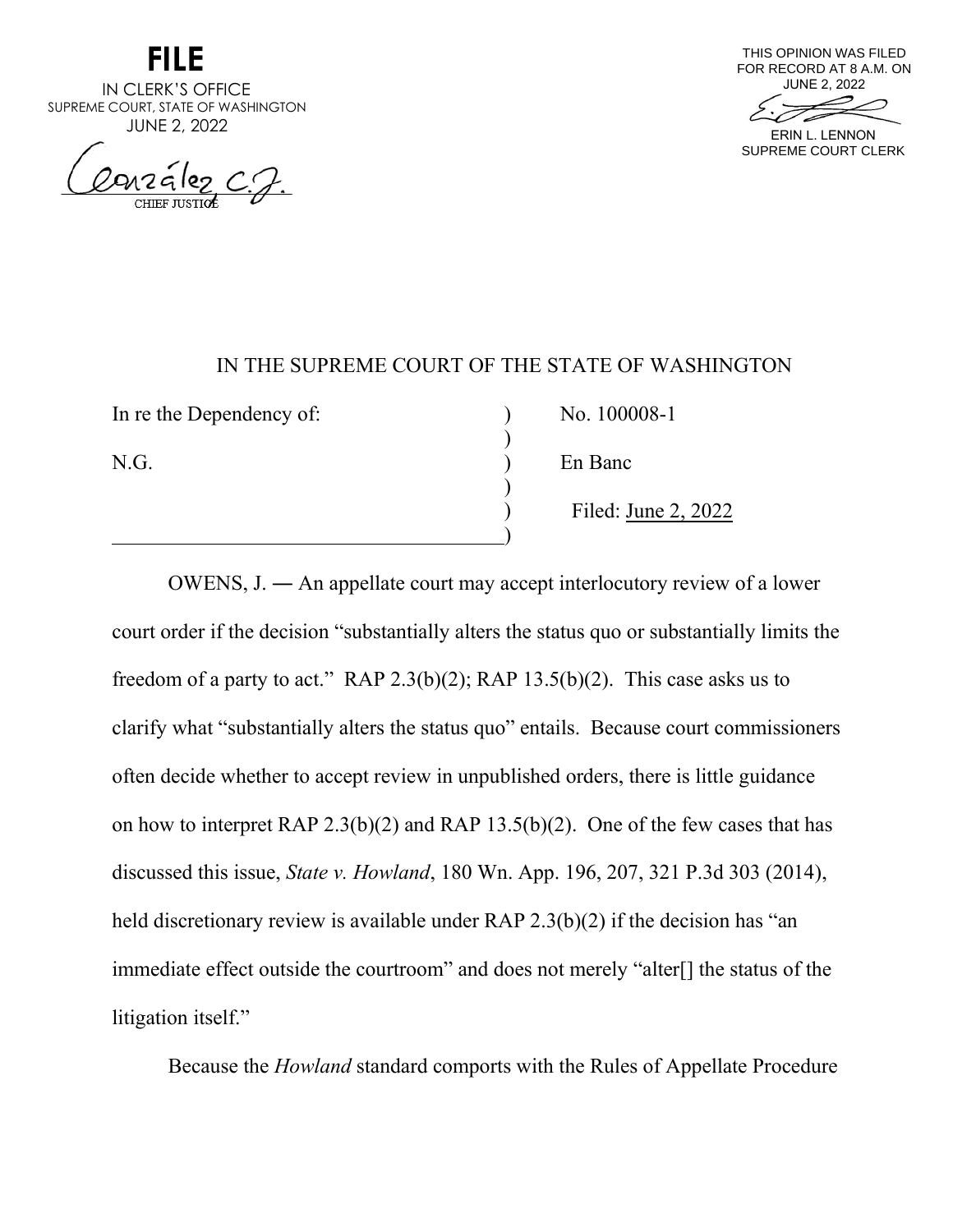**FILE**
IN CLERK'S OFFICE
SUPREME COURT, STATE OF WASHINGTON
JUNE 2, 2022

González, C.J.
CHIEF JUSTICE

THIS OPINION WAS FILED
FOR RECORD AT 8 A.M. ON
JUNE 2, 2022

ERIN L. LENNON
SUPREME COURT CLERK

IN THE SUPREME COURT OF THE STATE OF WASHINGTON

| | | |
|---|---|---|
| In re the Dependency of: | ) | No. 100008-1 |
| | ) | |
| N.G. | ) | En Banc |
| | ) | |
| | ) | Filed: June 2, 2022 |
| | ) | |

OWENS, J. ― An appellate court may accept interlocutory review of a lower court order if the decision "substantially alters the status quo or substantially limits the freedom of a party to act." RAP 2.3(b)(2); RAP 13.5(b)(2). This case asks us to clarify what "substantially alters the status quo" entails. Because court commissioners often decide whether to accept review in unpublished orders, there is little guidance on how to interpret RAP 2.3(b)(2) and RAP 13.5(b)(2). One of the few cases that has discussed this issue, *State v. Howland*, 180 Wn. App. 196, 207, 321 P.3d 303 (2014), held discretionary review is available under RAP 2.3(b)(2) if the decision has "an immediate effect outside the courtroom" and does not merely "alter[] the status of the litigation itself."

Because the *Howland* standard comports with the Rules of Appellate Procedure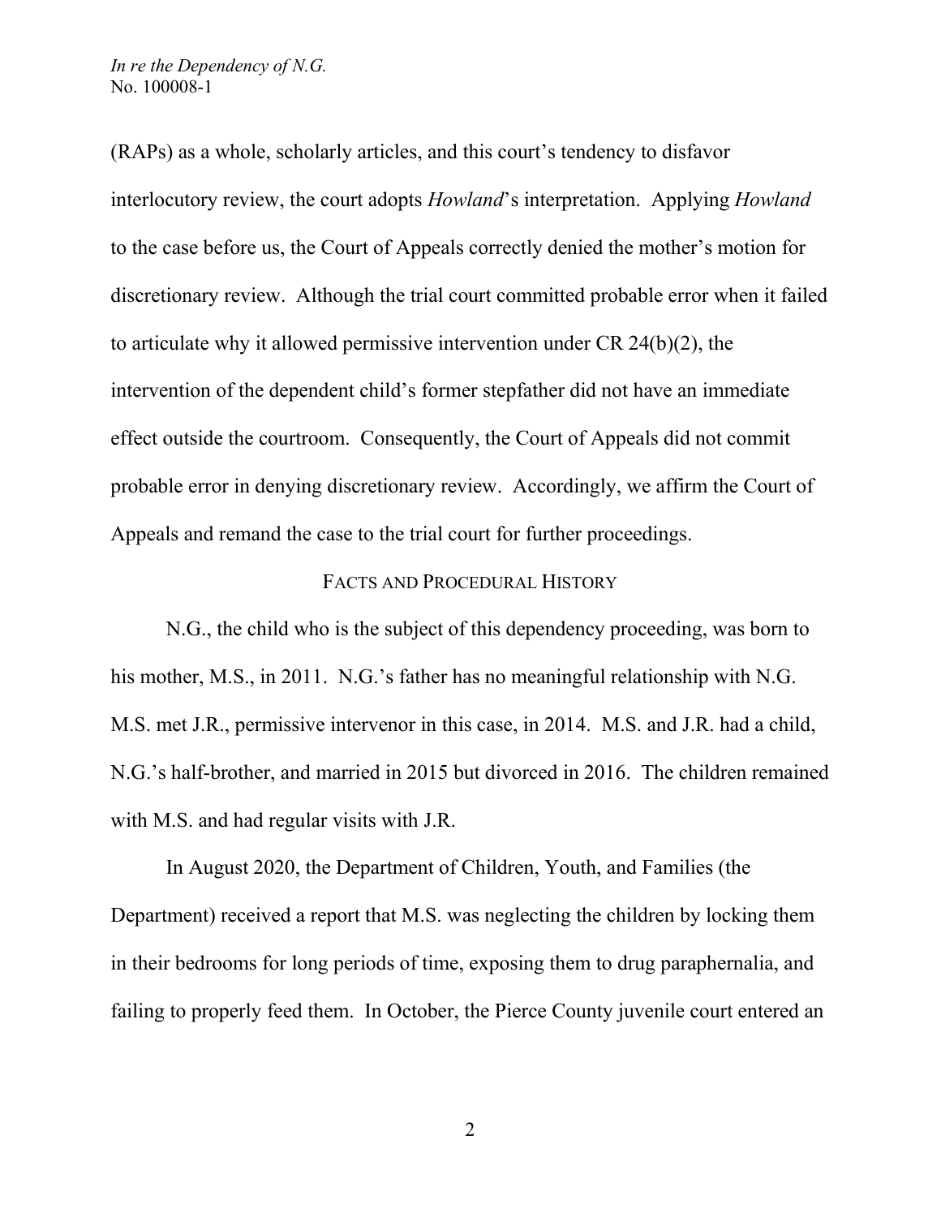(RAPs) as a whole, scholarly articles, and this court's tendency to disfavor interlocutory review, the court adopts *Howland*'s interpretation. Applying *Howland* to the case before us, the Court of Appeals correctly denied the mother's motion for discretionary review. Although the trial court committed probable error when it failed to articulate why it allowed permissive intervention under CR 24(b)(2), the intervention of the dependent child's former stepfather did not have an immediate effect outside the courtroom. Consequently, the Court of Appeals did not commit probable error in denying discretionary review. Accordingly, we affirm the Court of Appeals and remand the case to the trial court for further proceedings.

## FACTS AND PROCEDURAL HISTORY

N.G., the child who is the subject of this dependency proceeding, was born to his mother, M.S., in 2011. N.G.'s father has no meaningful relationship with N.G. M.S. met J.R., permissive intervenor in this case, in 2014. M.S. and J.R. had a child, N.G.'s half-brother, and married in 2015 but divorced in 2016. The children remained with M.S. and had regular visits with J.R.

In August 2020, the Department of Children, Youth, and Families (the Department) received a report that M.S. was neglecting the children by locking them in their bedrooms for long periods of time, exposing them to drug paraphernalia, and failing to properly feed them. In October, the Pierce County juvenile court entered an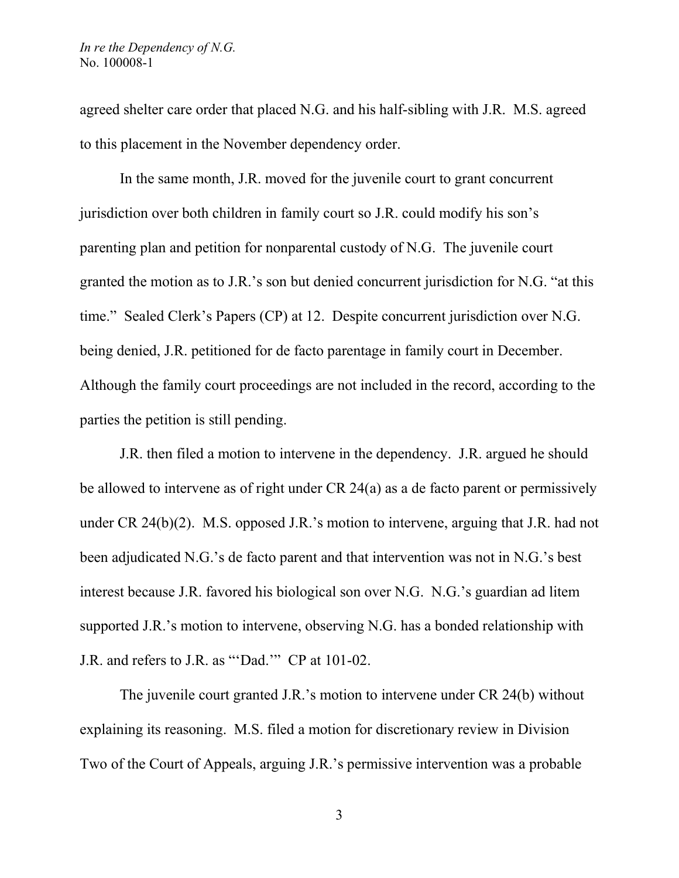agreed shelter care order that placed N.G. and his half-sibling with J.R. M.S. agreed to this placement in the November dependency order.

In the same month, J.R. moved for the juvenile court to grant concurrent jurisdiction over both children in family court so J.R. could modify his son's parenting plan and petition for nonparental custody of N.G. The juvenile court granted the motion as to J.R.'s son but denied concurrent jurisdiction for N.G. "at this time." Sealed Clerk's Papers (CP) at 12. Despite concurrent jurisdiction over N.G. being denied, J.R. petitioned for de facto parentage in family court in December. Although the family court proceedings are not included in the record, according to the parties the petition is still pending.

J.R. then filed a motion to intervene in the dependency. J.R. argued he should be allowed to intervene as of right under CR 24(a) as a de facto parent or permissively under CR 24(b)(2). M.S. opposed J.R.'s motion to intervene, arguing that J.R. had not been adjudicated N.G.'s de facto parent and that intervention was not in N.G.'s best interest because J.R. favored his biological son over N.G. N.G.'s guardian ad litem supported J.R.'s motion to intervene, observing N.G. has a bonded relationship with J.R. and refers to J.R. as "'Dad.'" CP at 101-02.

The juvenile court granted J.R.'s motion to intervene under CR 24(b) without explaining its reasoning. M.S. filed a motion for discretionary review in Division Two of the Court of Appeals, arguing J.R.'s permissive intervention was a probable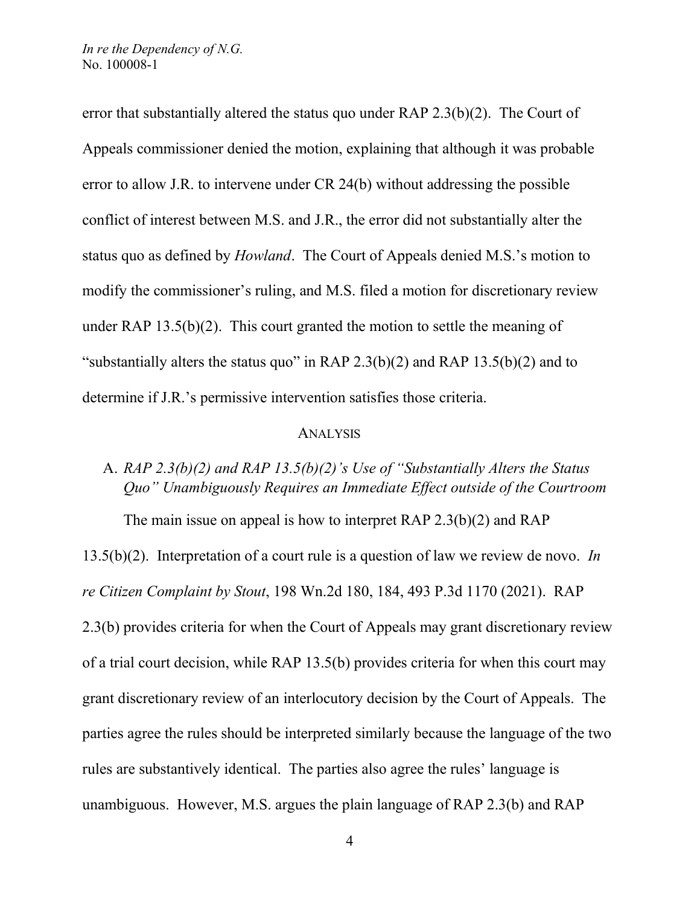error that substantially altered the status quo under RAP 2.3(b)(2). The Court of Appeals commissioner denied the motion, explaining that although it was probable error to allow J.R. to intervene under CR 24(b) without addressing the possible conflict of interest between M.S. and J.R., the error did not substantially alter the status quo as defined by *Howland*. The Court of Appeals denied M.S.'s motion to modify the commissioner's ruling, and M.S. filed a motion for discretionary review under RAP 13.5(b)(2). This court granted the motion to settle the meaning of "substantially alters the status quo" in RAP 2.3(b)(2) and RAP 13.5(b)(2) and to determine if J.R.'s permissive intervention satisfies those criteria.

## ANALYSIS

### A. *RAP 2.3(b)(2) and RAP 13.5(b)(2)'s Use of "Substantially Alters the Status Quo" Unambiguously Requires an Immediate Effect outside of the Courtroom*

The main issue on appeal is how to interpret RAP 2.3(b)(2) and RAP 13.5(b)(2). Interpretation of a court rule is a question of law we review de novo. *In re Citizen Complaint by Stout*, 198 Wn.2d 180, 184, 493 P.3d 1170 (2021). RAP 2.3(b) provides criteria for when the Court of Appeals may grant discretionary review of a trial court decision, while RAP 13.5(b) provides criteria for when this court may grant discretionary review of an interlocutory decision by the Court of Appeals. The parties agree the rules should be interpreted similarly because the language of the two rules are substantively identical. The parties also agree the rules' language is unambiguous. However, M.S. argues the plain language of RAP 2.3(b) and RAP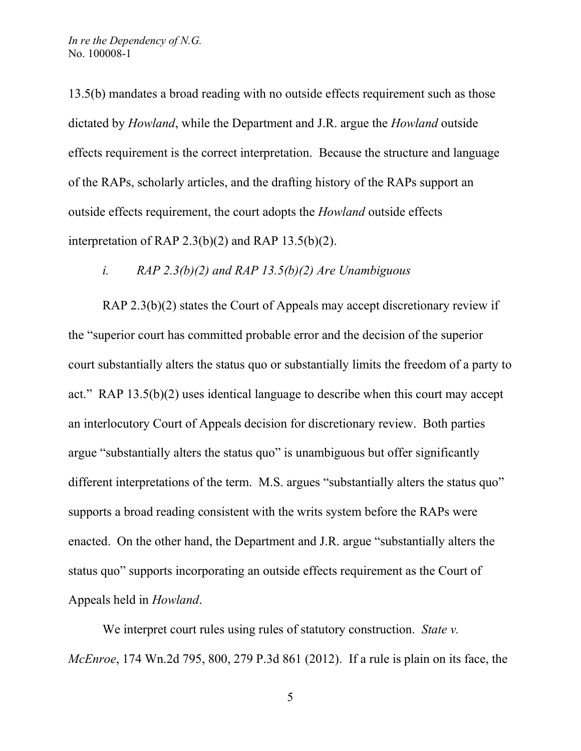13.5(b) mandates a broad reading with no outside effects requirement such as those dictated by *Howland*, while the Department and J.R. argue the *Howland* outside effects requirement is the correct interpretation. Because the structure and language of the RAPs, scholarly articles, and the drafting history of the RAPs support an outside effects requirement, the court adopts the *Howland* outside effects interpretation of RAP 2.3(b)(2) and RAP 13.5(b)(2).

*i. RAP 2.3(b)(2) and RAP 13.5(b)(2) Are Unambiguous*

RAP 2.3(b)(2) states the Court of Appeals may accept discretionary review if the "superior court has committed probable error and the decision of the superior court substantially alters the status quo or substantially limits the freedom of a party to act." RAP 13.5(b)(2) uses identical language to describe when this court may accept an interlocutory Court of Appeals decision for discretionary review. Both parties argue "substantially alters the status quo" is unambiguous but offer significantly different interpretations of the term. M.S. argues "substantially alters the status quo" supports a broad reading consistent with the writs system before the RAPs were enacted. On the other hand, the Department and J.R. argue "substantially alters the status quo" supports incorporating an outside effects requirement as the Court of Appeals held in *Howland*.

We interpret court rules using rules of statutory construction. *State v. McEnroe*, 174 Wn.2d 795, 800, 279 P.3d 861 (2012). If a rule is plain on its face, the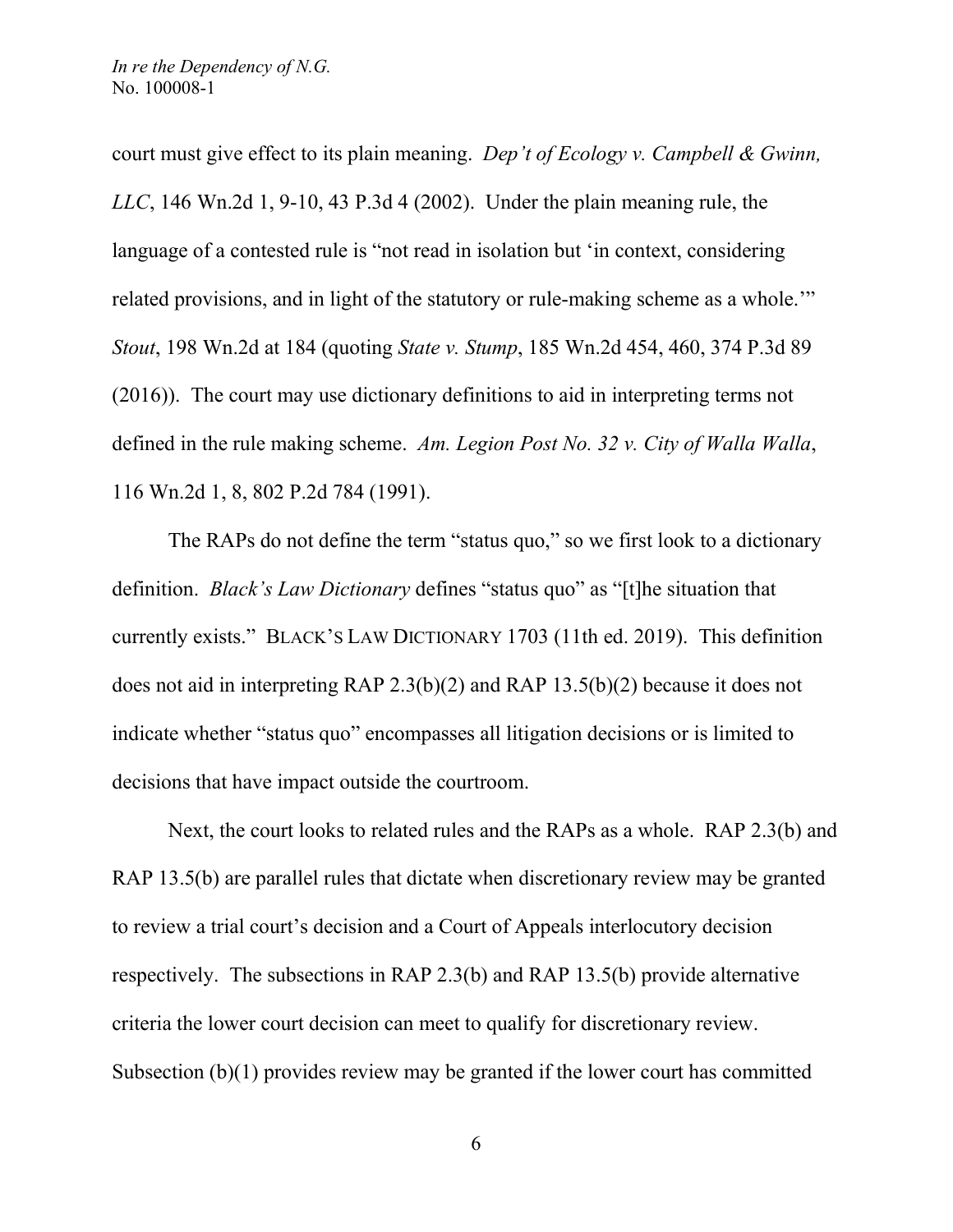court must give effect to its plain meaning. *Dep't of Ecology v. Campbell & Gwinn, LLC*, 146 Wn.2d 1, 9-10, 43 P.3d 4 (2002). Under the plain meaning rule, the language of a contested rule is "not read in isolation but 'in context, considering related provisions, and in light of the statutory or rule-making scheme as a whole.'" *Stout*, 198 Wn.2d at 184 (quoting *State v. Stump*, 185 Wn.2d 454, 460, 374 P.3d 89 (2016)). The court may use dictionary definitions to aid in interpreting terms not defined in the rule making scheme. *Am. Legion Post No. 32 v. City of Walla Walla*, 116 Wn.2d 1, 8, 802 P.2d 784 (1991).

The RAPs do not define the term "status quo," so we first look to a dictionary definition. *Black's Law Dictionary* defines "status quo" as "[t]he situation that currently exists." BLACK'S LAW DICTIONARY 1703 (11th ed. 2019). This definition does not aid in interpreting RAP 2.3(b)(2) and RAP 13.5(b)(2) because it does not indicate whether "status quo" encompasses all litigation decisions or is limited to decisions that have impact outside the courtroom.

Next, the court looks to related rules and the RAPs as a whole. RAP 2.3(b) and RAP 13.5(b) are parallel rules that dictate when discretionary review may be granted to review a trial court's decision and a Court of Appeals interlocutory decision respectively. The subsections in RAP 2.3(b) and RAP 13.5(b) provide alternative criteria the lower court decision can meet to qualify for discretionary review. Subsection (b)(1) provides review may be granted if the lower court has committed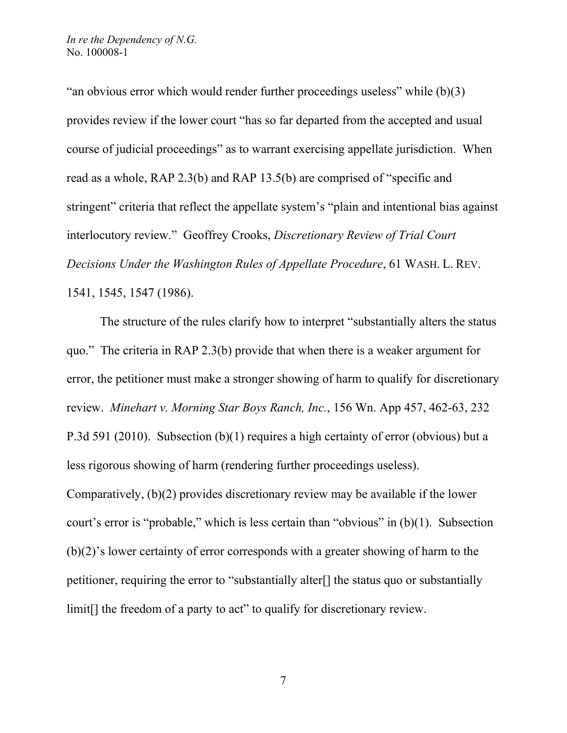"an obvious error which would render further proceedings useless" while (b)(3) provides review if the lower court "has so far departed from the accepted and usual course of judicial proceedings" as to warrant exercising appellate jurisdiction. When read as a whole, RAP 2.3(b) and RAP 13.5(b) are comprised of "specific and stringent" criteria that reflect the appellate system's "plain and intentional bias against interlocutory review." Geoffrey Crooks, *Discretionary Review of Trial Court Decisions Under the Washington Rules of Appellate Procedure*, 61 WASH. L. REV. 1541, 1545, 1547 (1986).

The structure of the rules clarify how to interpret "substantially alters the status quo." The criteria in RAP 2.3(b) provide that when there is a weaker argument for error, the petitioner must make a stronger showing of harm to qualify for discretionary review. *Minehart v. Morning Star Boys Ranch, Inc.*, 156 Wn. App 457, 462-63, 232 P.3d 591 (2010). Subsection (b)(1) requires a high certainty of error (obvious) but a less rigorous showing of harm (rendering further proceedings useless). Comparatively, (b)(2) provides discretionary review may be available if the lower court's error is "probable," which is less certain than "obvious" in (b)(1). Subsection (b)(2)'s lower certainty of error corresponds with a greater showing of harm to the petitioner, requiring the error to "substantially alter[] the status quo or substantially limit[] the freedom of a party to act" to qualify for discretionary review.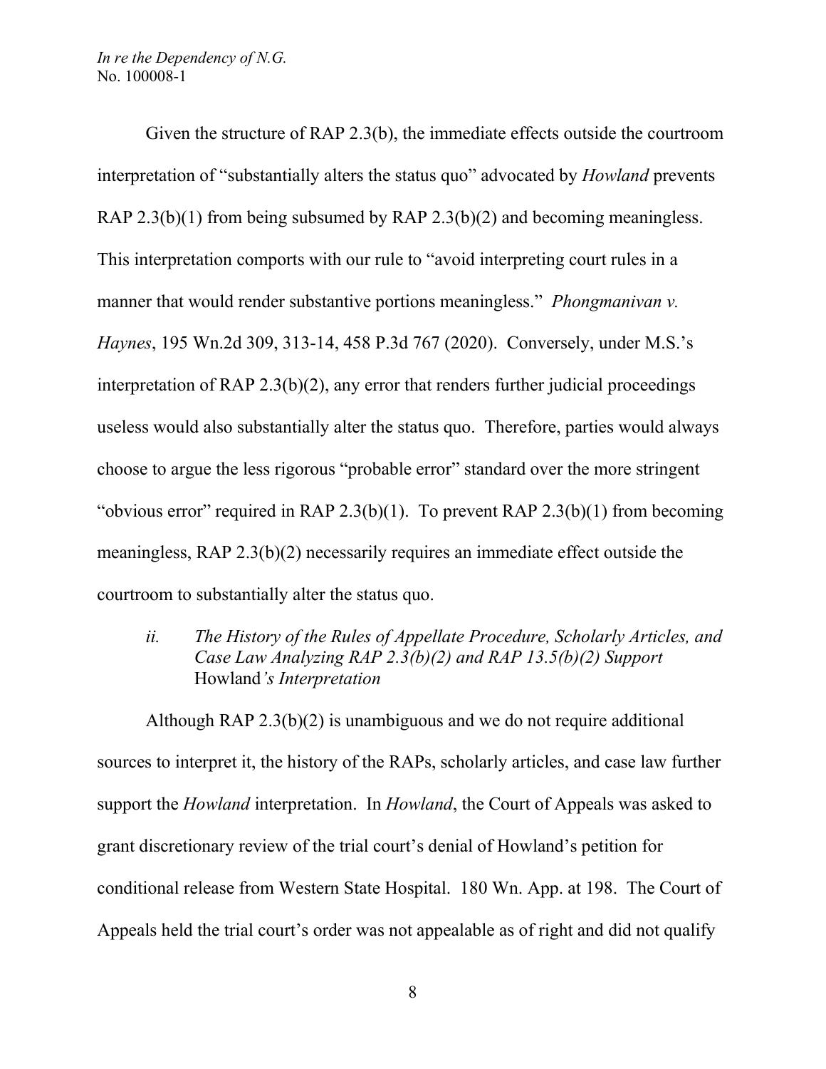Given the structure of RAP 2.3(b), the immediate effects outside the courtroom interpretation of "substantially alters the status quo" advocated by *Howland* prevents RAP 2.3(b)(1) from being subsumed by RAP 2.3(b)(2) and becoming meaningless. This interpretation comports with our rule to "avoid interpreting court rules in a manner that would render substantive portions meaningless." *Phongmanivan v. Haynes*, 195 Wn.2d 309, 313-14, 458 P.3d 767 (2020). Conversely, under M.S.'s interpretation of RAP 2.3(b)(2), any error that renders further judicial proceedings useless would also substantially alter the status quo. Therefore, parties would always choose to argue the less rigorous "probable error" standard over the more stringent "obvious error" required in RAP 2.3(b)(1). To prevent RAP 2.3(b)(1) from becoming meaningless, RAP 2.3(b)(2) necessarily requires an immediate effect outside the courtroom to substantially alter the status quo.

*ii. The History of the Rules of Appellate Procedure, Scholarly Articles, and Case Law Analyzing RAP 2.3(b)(2) and RAP 13.5(b)(2) Support* Howland*'s Interpretation*

Although RAP 2.3(b)(2) is unambiguous and we do not require additional sources to interpret it, the history of the RAPs, scholarly articles, and case law further support the *Howland* interpretation. In *Howland*, the Court of Appeals was asked to grant discretionary review of the trial court's denial of Howland's petition for conditional release from Western State Hospital. 180 Wn. App. at 198. The Court of Appeals held the trial court's order was not appealable as of right and did not qualify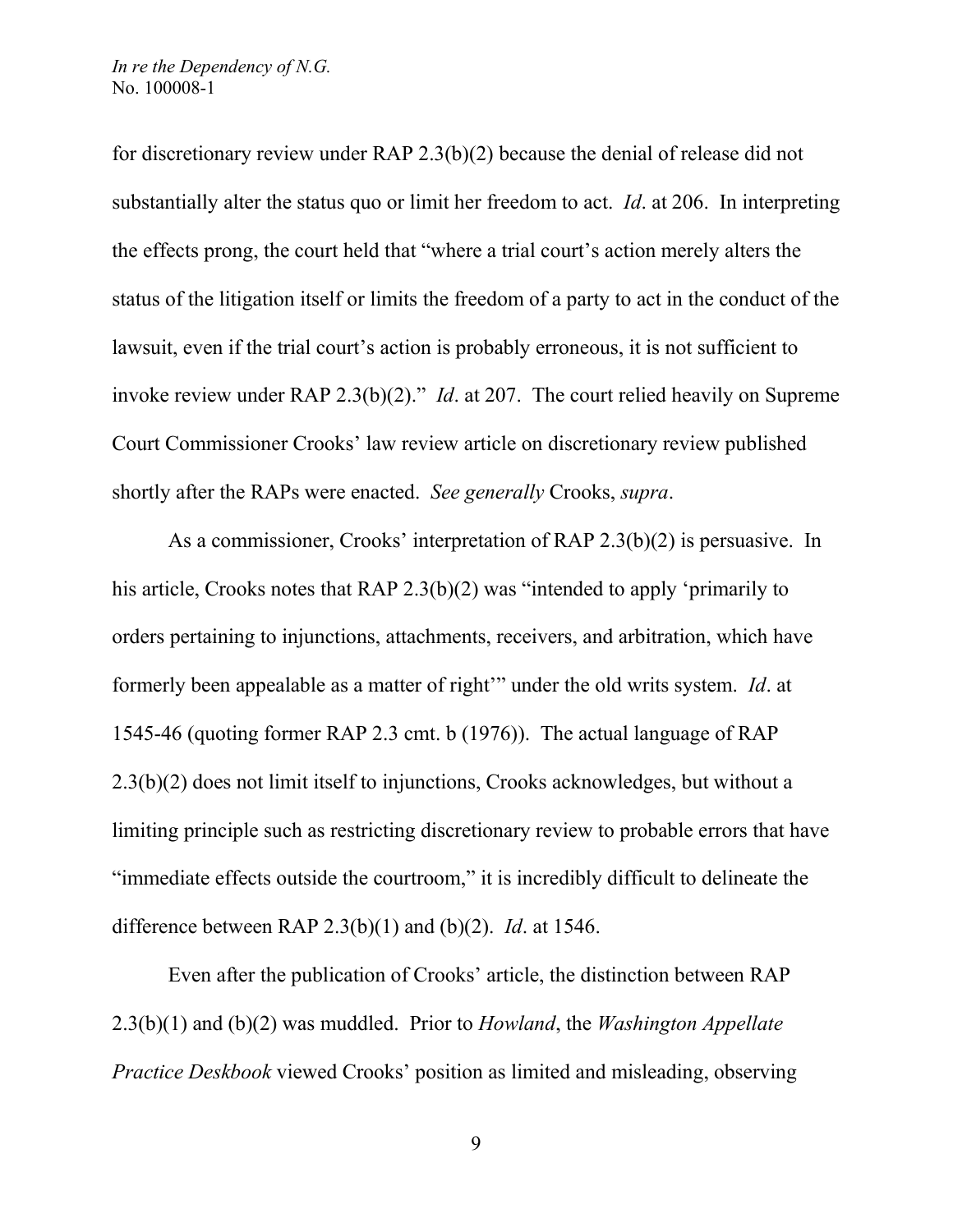for discretionary review under RAP 2.3(b)(2) because the denial of release did not substantially alter the status quo or limit her freedom to act. *Id*. at 206. In interpreting the effects prong, the court held that "where a trial court's action merely alters the status of the litigation itself or limits the freedom of a party to act in the conduct of the lawsuit, even if the trial court's action is probably erroneous, it is not sufficient to invoke review under RAP 2.3(b)(2)." *Id*. at 207. The court relied heavily on Supreme Court Commissioner Crooks' law review article on discretionary review published shortly after the RAPs were enacted. *See generally* Crooks, *supra*.

As a commissioner, Crooks' interpretation of RAP 2.3(b)(2) is persuasive. In his article, Crooks notes that RAP 2.3(b)(2) was "intended to apply 'primarily to orders pertaining to injunctions, attachments, receivers, and arbitration, which have formerly been appealable as a matter of right'" under the old writs system. *Id*. at 1545-46 (quoting former RAP 2.3 cmt. b (1976)). The actual language of RAP 2.3(b)(2) does not limit itself to injunctions, Crooks acknowledges, but without a limiting principle such as restricting discretionary review to probable errors that have "immediate effects outside the courtroom," it is incredibly difficult to delineate the difference between RAP 2.3(b)(1) and (b)(2). *Id*. at 1546.

Even after the publication of Crooks' article, the distinction between RAP 2.3(b)(1) and (b)(2) was muddled. Prior to *Howland*, the *Washington Appellate Practice Deskbook* viewed Crooks' position as limited and misleading, observing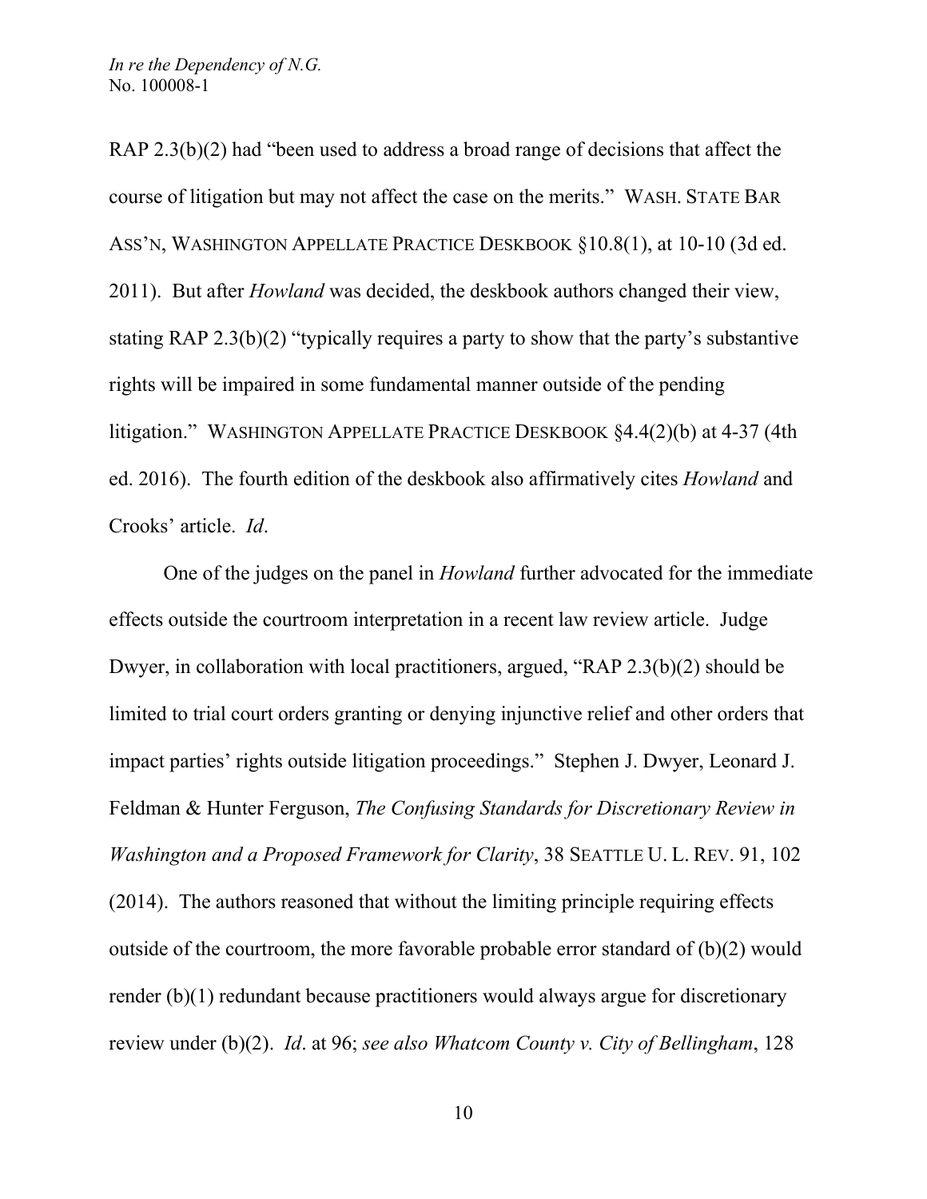RAP 2.3(b)(2) had "been used to address a broad range of decisions that affect the course of litigation but may not affect the case on the merits." WASH. STATE BAR ASS'N, WASHINGTON APPELLATE PRACTICE DESKBOOK §10.8(1), at 10-10 (3d ed. 2011). But after *Howland* was decided, the deskbook authors changed their view, stating RAP 2.3(b)(2) "typically requires a party to show that the party's substantive rights will be impaired in some fundamental manner outside of the pending litigation." WASHINGTON APPELLATE PRACTICE DESKBOOK §4.4(2)(b) at 4-37 (4th ed. 2016). The fourth edition of the deskbook also affirmatively cites *Howland* and Crooks' article. *Id*.

One of the judges on the panel in *Howland* further advocated for the immediate effects outside the courtroom interpretation in a recent law review article. Judge Dwyer, in collaboration with local practitioners, argued, "RAP 2.3(b)(2) should be limited to trial court orders granting or denying injunctive relief and other orders that impact parties' rights outside litigation proceedings." Stephen J. Dwyer, Leonard J. Feldman & Hunter Ferguson, *The Confusing Standards for Discretionary Review in Washington and a Proposed Framework for Clarity*, 38 SEATTLE U. L. REV. 91, 102 (2014). The authors reasoned that without the limiting principle requiring effects outside of the courtroom, the more favorable probable error standard of (b)(2) would render (b)(1) redundant because practitioners would always argue for discretionary review under (b)(2). *Id*. at 96; *see also Whatcom County v. City of Bellingham*, 128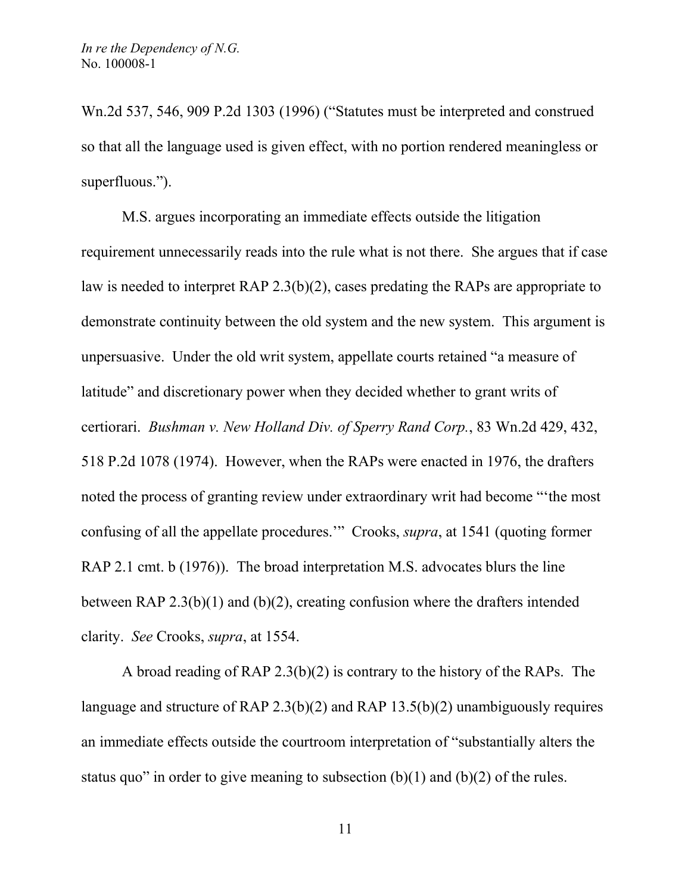Wn.2d 537, 546, 909 P.2d 1303 (1996) ("Statutes must be interpreted and construed so that all the language used is given effect, with no portion rendered meaningless or superfluous.").

M.S. argues incorporating an immediate effects outside the litigation requirement unnecessarily reads into the rule what is not there. She argues that if case law is needed to interpret RAP 2.3(b)(2), cases predating the RAPs are appropriate to demonstrate continuity between the old system and the new system. This argument is unpersuasive. Under the old writ system, appellate courts retained "a measure of latitude" and discretionary power when they decided whether to grant writs of certiorari. *Bushman v. New Holland Div. of Sperry Rand Corp.*, 83 Wn.2d 429, 432, 518 P.2d 1078 (1974). However, when the RAPs were enacted in 1976, the drafters noted the process of granting review under extraordinary writ had become "'the most confusing of all the appellate procedures.'" Crooks, *supra*, at 1541 (quoting former RAP 2.1 cmt. b (1976)). The broad interpretation M.S. advocates blurs the line between RAP 2.3(b)(1) and (b)(2), creating confusion where the drafters intended clarity. *See* Crooks, *supra*, at 1554.

A broad reading of RAP 2.3(b)(2) is contrary to the history of the RAPs. The language and structure of RAP 2.3(b)(2) and RAP 13.5(b)(2) unambiguously requires an immediate effects outside the courtroom interpretation of "substantially alters the status quo" in order to give meaning to subsection (b)(1) and (b)(2) of the rules.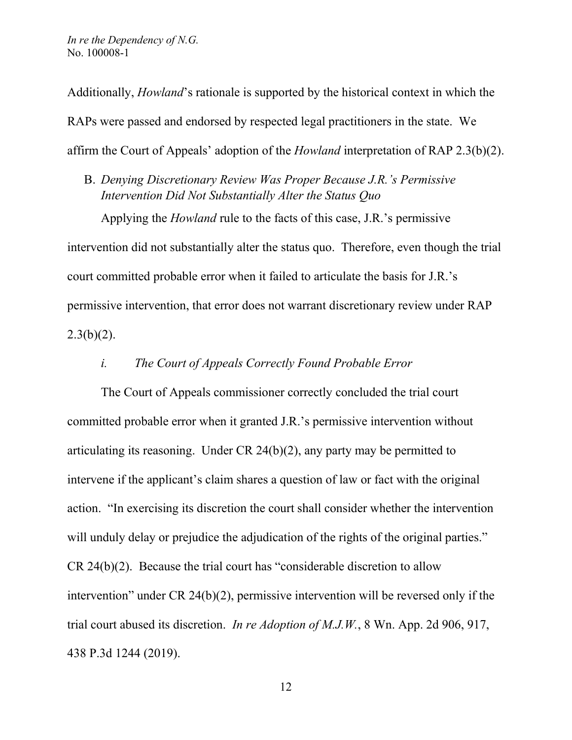Additionally, *Howland*'s rationale is supported by the historical context in which the RAPs were passed and endorsed by respected legal practitioners in the state. We affirm the Court of Appeals' adoption of the *Howland* interpretation of RAP 2.3(b)(2).

### B. *Denying Discretionary Review Was Proper Because J.R.'s Permissive Intervention Did Not Substantially Alter the Status Quo*

Applying the *Howland* rule to the facts of this case, J.R.'s permissive intervention did not substantially alter the status quo. Therefore, even though the trial court committed probable error when it failed to articulate the basis for J.R.'s permissive intervention, that error does not warrant discretionary review under RAP 2.3(b)(2).

#### *i. The Court of Appeals Correctly Found Probable Error*

The Court of Appeals commissioner correctly concluded the trial court committed probable error when it granted J.R.'s permissive intervention without articulating its reasoning. Under CR 24(b)(2), any party may be permitted to intervene if the applicant's claim shares a question of law or fact with the original action. "In exercising its discretion the court shall consider whether the intervention will unduly delay or prejudice the adjudication of the rights of the original parties." CR 24(b)(2). Because the trial court has "considerable discretion to allow intervention" under CR 24(b)(2), permissive intervention will be reversed only if the trial court abused its discretion. *In re Adoption of M.J.W.*, 8 Wn. App. 2d 906, 917, 438 P.3d 1244 (2019).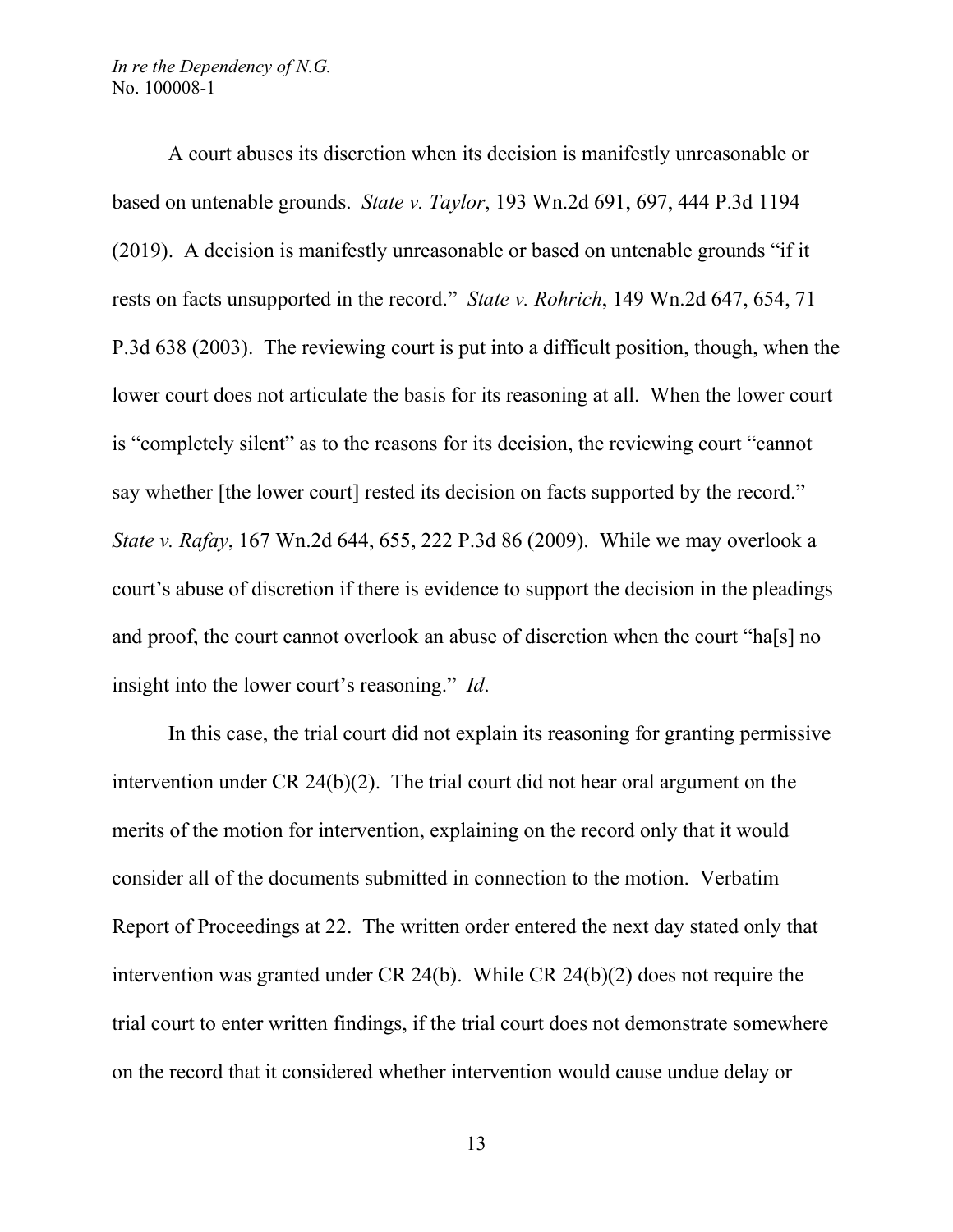A court abuses its discretion when its decision is manifestly unreasonable or based on untenable grounds. *State v. Taylor*, 193 Wn.2d 691, 697, 444 P.3d 1194 (2019). A decision is manifestly unreasonable or based on untenable grounds "if it rests on facts unsupported in the record." *State v. Rohrich*, 149 Wn.2d 647, 654, 71 P.3d 638 (2003). The reviewing court is put into a difficult position, though, when the lower court does not articulate the basis for its reasoning at all. When the lower court is "completely silent" as to the reasons for its decision, the reviewing court "cannot say whether [the lower court] rested its decision on facts supported by the record." *State v. Rafay*, 167 Wn.2d 644, 655, 222 P.3d 86 (2009). While we may overlook a court's abuse of discretion if there is evidence to support the decision in the pleadings and proof, the court cannot overlook an abuse of discretion when the court "ha[s] no insight into the lower court's reasoning." *Id*.

In this case, the trial court did not explain its reasoning for granting permissive intervention under CR 24(b)(2). The trial court did not hear oral argument on the merits of the motion for intervention, explaining on the record only that it would consider all of the documents submitted in connection to the motion. Verbatim Report of Proceedings at 22. The written order entered the next day stated only that intervention was granted under CR 24(b). While CR 24(b)(2) does not require the trial court to enter written findings, if the trial court does not demonstrate somewhere on the record that it considered whether intervention would cause undue delay or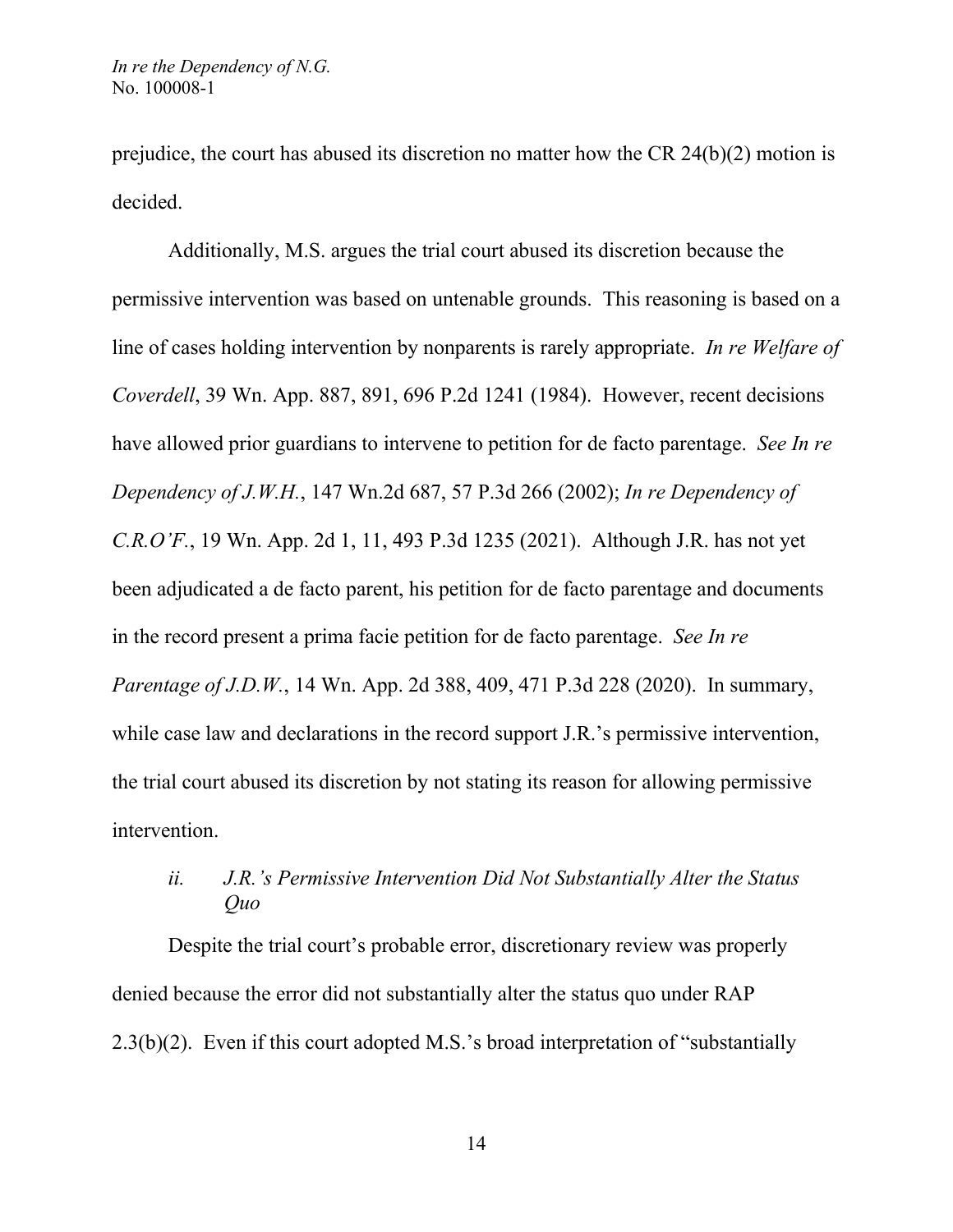prejudice, the court has abused its discretion no matter how the CR 24(b)(2) motion is decided.

Additionally, M.S. argues the trial court abused its discretion because the permissive intervention was based on untenable grounds. This reasoning is based on a line of cases holding intervention by nonparents is rarely appropriate. *In re Welfare of Coverdell*, 39 Wn. App. 887, 891, 696 P.2d 1241 (1984). However, recent decisions have allowed prior guardians to intervene to petition for de facto parentage. *See In re Dependency of J.W.H.*, 147 Wn.2d 687, 57 P.3d 266 (2002); *In re Dependency of C.R.O'F.*, 19 Wn. App. 2d 1, 11, 493 P.3d 1235 (2021). Although J.R. has not yet been adjudicated a de facto parent, his petition for de facto parentage and documents in the record present a prima facie petition for de facto parentage. *See In re Parentage of J.D.W.*, 14 Wn. App. 2d 388, 409, 471 P.3d 228 (2020). In summary, while case law and declarations in the record support J.R.'s permissive intervention, the trial court abused its discretion by not stating its reason for allowing permissive intervention.

*ii. J.R.'s Permissive Intervention Did Not Substantially Alter the Status Quo*

Despite the trial court's probable error, discretionary review was properly denied because the error did not substantially alter the status quo under RAP 2.3(b)(2). Even if this court adopted M.S.'s broad interpretation of "substantially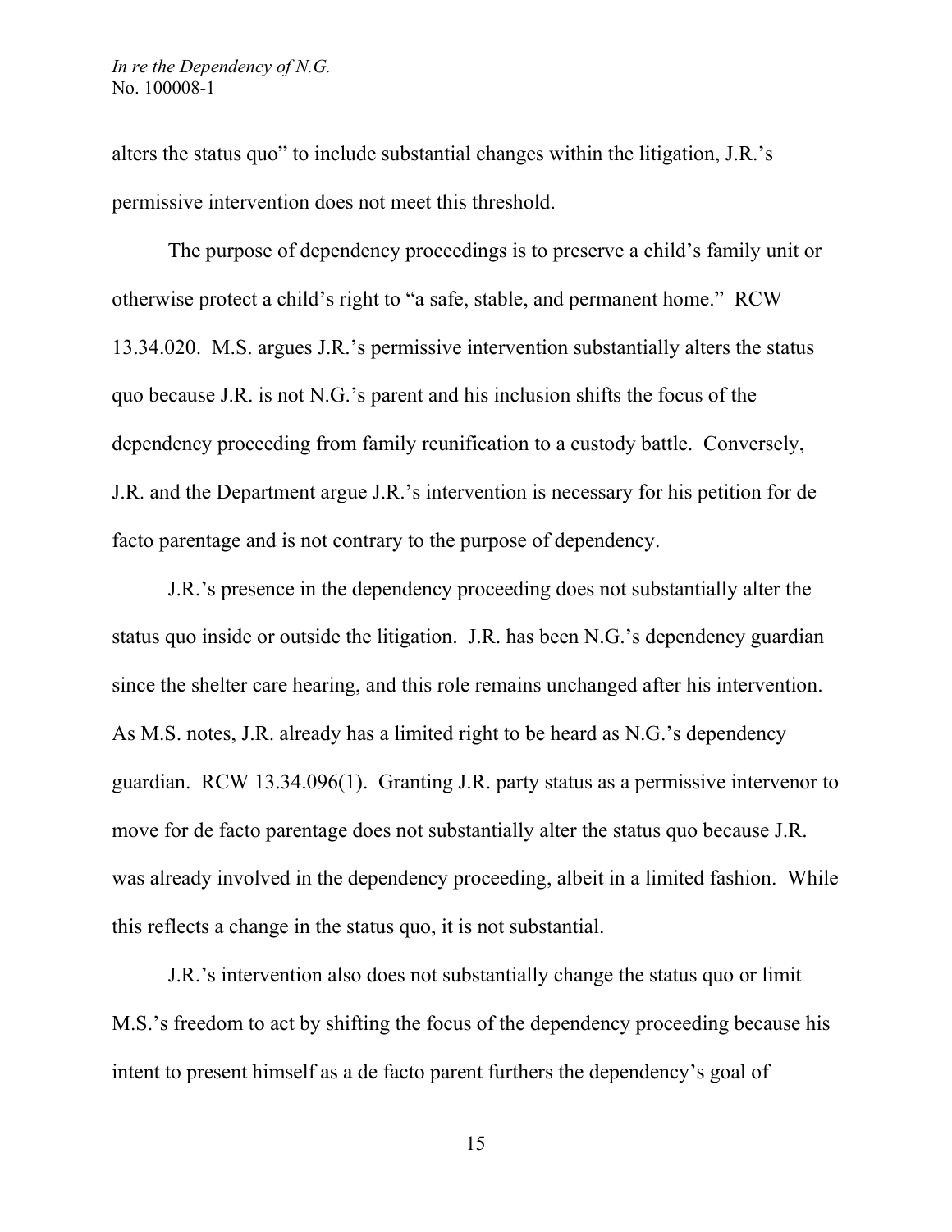alters the status quo" to include substantial changes within the litigation, J.R.'s permissive intervention does not meet this threshold.

The purpose of dependency proceedings is to preserve a child's family unit or otherwise protect a child's right to "a safe, stable, and permanent home." RCW 13.34.020. M.S. argues J.R.'s permissive intervention substantially alters the status quo because J.R. is not N.G.'s parent and his inclusion shifts the focus of the dependency proceeding from family reunification to a custody battle. Conversely, J.R. and the Department argue J.R.'s intervention is necessary for his petition for de facto parentage and is not contrary to the purpose of dependency.

J.R.'s presence in the dependency proceeding does not substantially alter the status quo inside or outside the litigation. J.R. has been N.G.'s dependency guardian since the shelter care hearing, and this role remains unchanged after his intervention. As M.S. notes, J.R. already has a limited right to be heard as N.G.'s dependency guardian. RCW 13.34.096(1). Granting J.R. party status as a permissive intervenor to move for de facto parentage does not substantially alter the status quo because J.R. was already involved in the dependency proceeding, albeit in a limited fashion. While this reflects a change in the status quo, it is not substantial.

J.R.'s intervention also does not substantially change the status quo or limit M.S.'s freedom to act by shifting the focus of the dependency proceeding because his intent to present himself as a de facto parent furthers the dependency's goal of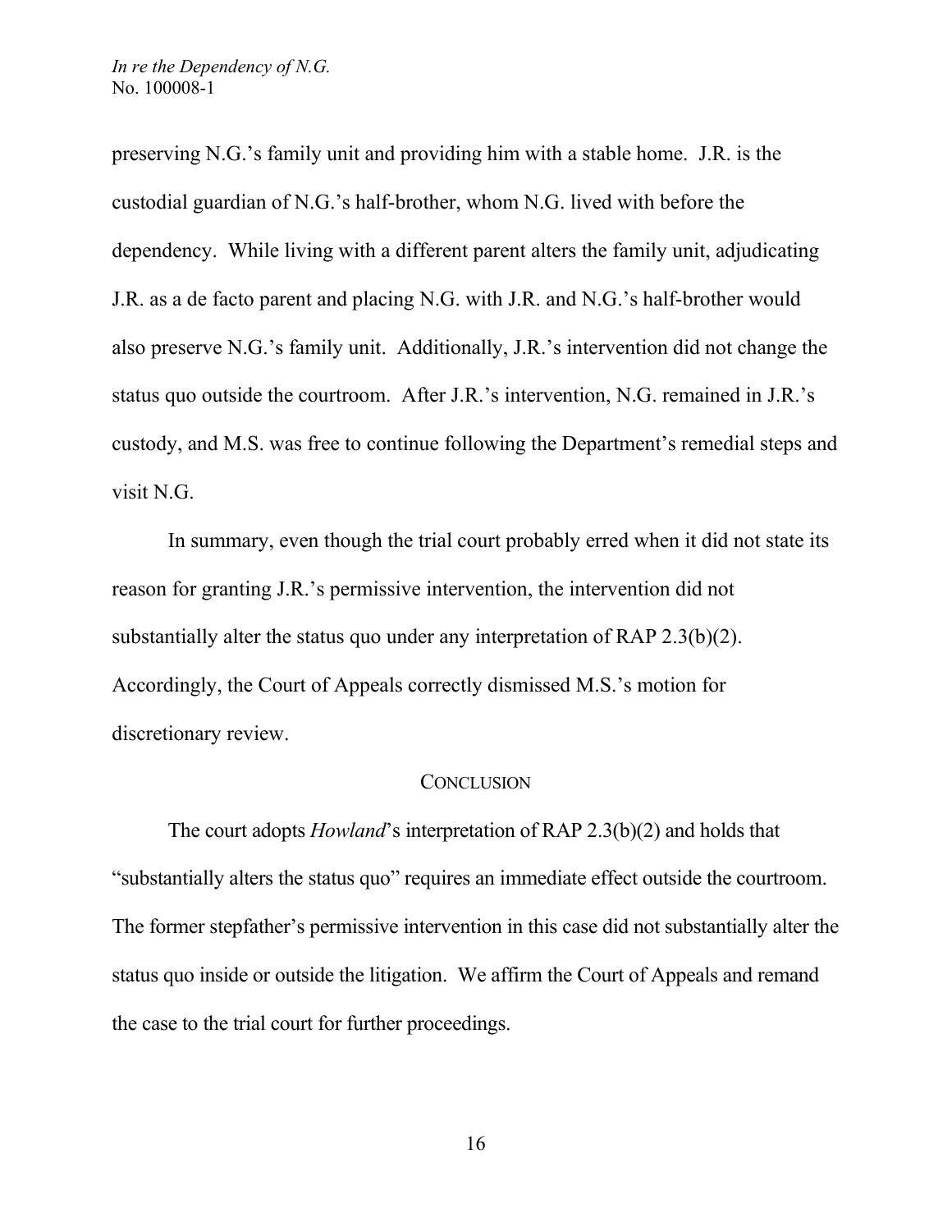preserving N.G.'s family unit and providing him with a stable home. J.R. is the custodial guardian of N.G.'s half-brother, whom N.G. lived with before the dependency. While living with a different parent alters the family unit, adjudicating J.R. as a de facto parent and placing N.G. with J.R. and N.G.'s half-brother would also preserve N.G.'s family unit. Additionally, J.R.'s intervention did not change the status quo outside the courtroom. After J.R.'s intervention, N.G. remained in J.R.'s custody, and M.S. was free to continue following the Department's remedial steps and visit N.G.

In summary, even though the trial court probably erred when it did not state its reason for granting J.R.'s permissive intervention, the intervention did not substantially alter the status quo under any interpretation of RAP 2.3(b)(2). Accordingly, the Court of Appeals correctly dismissed M.S.'s motion for discretionary review.

## CONCLUSION

The court adopts *Howland*'s interpretation of RAP 2.3(b)(2) and holds that "substantially alters the status quo" requires an immediate effect outside the courtroom. The former stepfather's permissive intervention in this case did not substantially alter the status quo inside or outside the litigation. We affirm the Court of Appeals and remand the case to the trial court for further proceedings.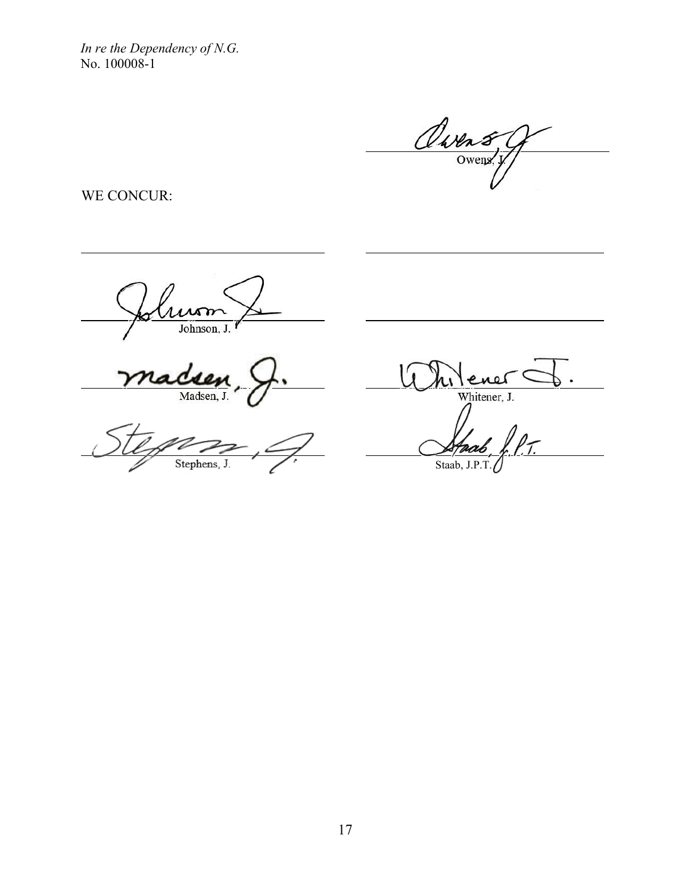*In re the Dependency of N.G.*
No. 100008-1

Owens, J.

WE CONCUR:

| | |
|---|---|
| Johnson, J. | |
| Madsen, J. | Whitener, J. |
| Stephens, J. | Staab, J.P.T. |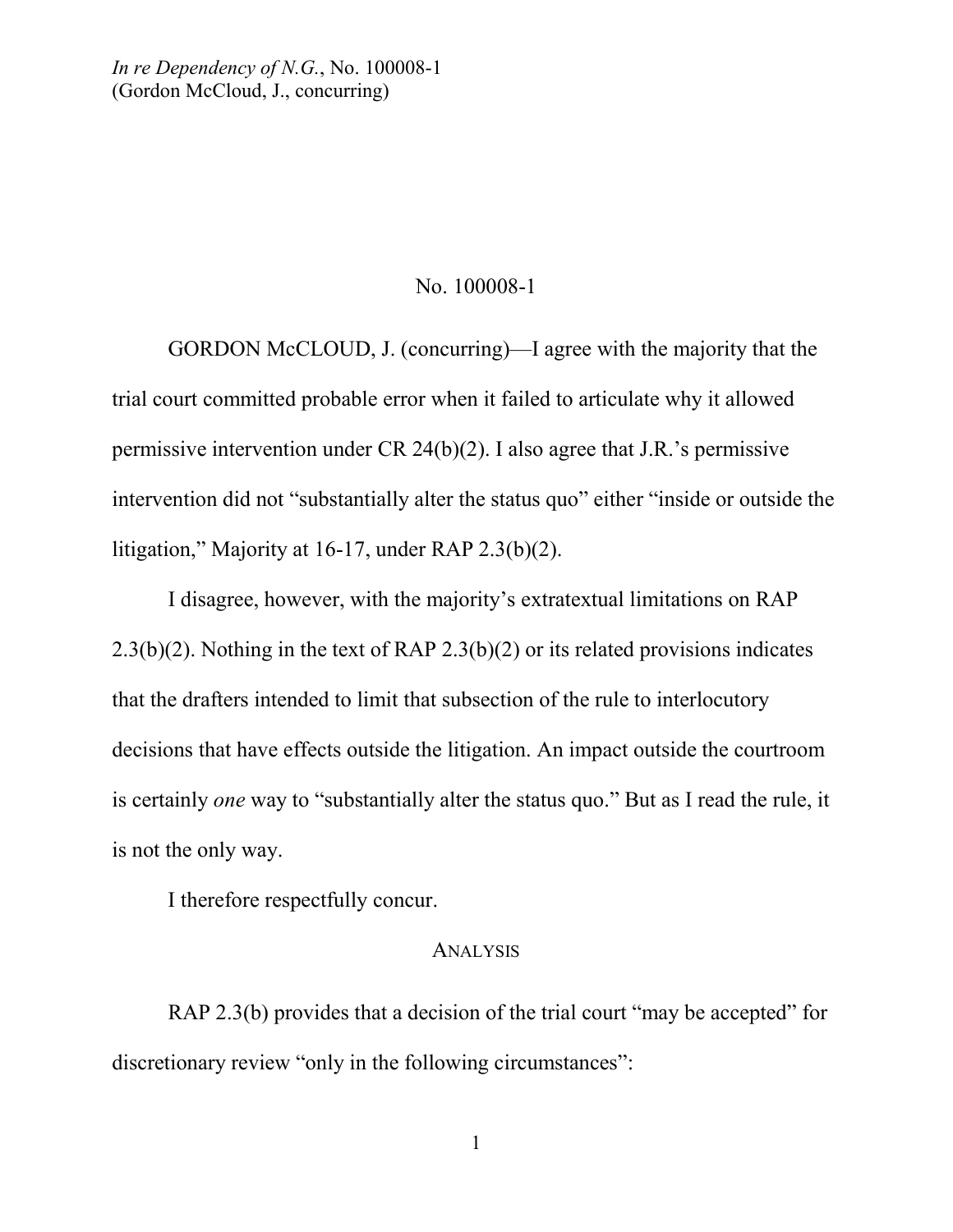No. 100008-1

GORDON McCLOUD, J. (concurring)—I agree with the majority that the trial court committed probable error when it failed to articulate why it allowed permissive intervention under CR 24(b)(2). I also agree that J.R.'s permissive intervention did not "substantially alter the status quo" either "inside or outside the litigation," Majority at 16-17, under RAP 2.3(b)(2).

I disagree, however, with the majority's extratextual limitations on RAP 2.3(b)(2). Nothing in the text of RAP 2.3(b)(2) or its related provisions indicates that the drafters intended to limit that subsection of the rule to interlocutory decisions that have effects outside the litigation. An impact outside the courtroom is certainly *one* way to "substantially alter the status quo." But as I read the rule, it is not the only way.

I therefore respectfully concur.

## ANALYSIS

RAP 2.3(b) provides that a decision of the trial court "may be accepted" for discretionary review "only in the following circumstances":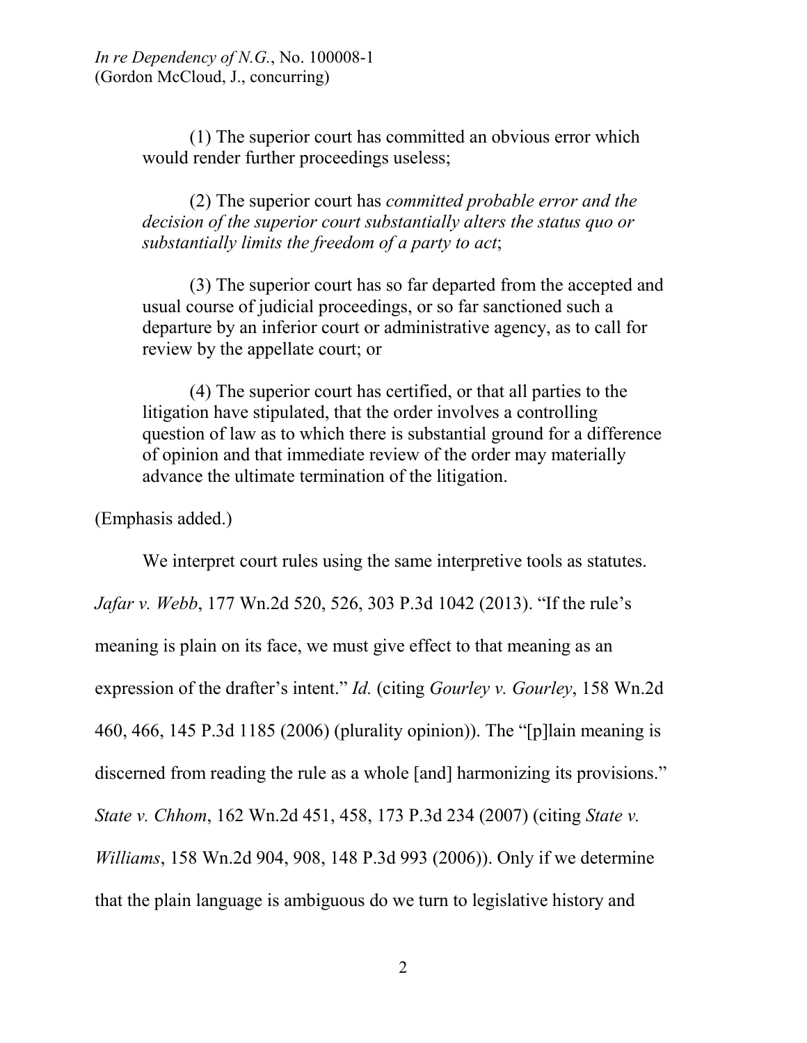(1) The superior court has committed an obvious error which would render further proceedings useless;

(2) The superior court has *committed probable error and the decision of the superior court substantially alters the status quo or substantially limits the freedom of a party to act*;

(3) The superior court has so far departed from the accepted and usual course of judicial proceedings, or so far sanctioned such a departure by an inferior court or administrative agency, as to call for review by the appellate court; or

(4) The superior court has certified, or that all parties to the litigation have stipulated, that the order involves a controlling question of law as to which there is substantial ground for a difference of opinion and that immediate review of the order may materially advance the ultimate termination of the litigation.

(Emphasis added.)

We interpret court rules using the same interpretive tools as statutes. *Jafar v. Webb*, 177 Wn.2d 520, 526, 303 P.3d 1042 (2013). "If the rule's meaning is plain on its face, we must give effect to that meaning as an expression of the drafter's intent." *Id.* (citing *Gourley v. Gourley*, 158 Wn.2d 460, 466, 145 P.3d 1185 (2006) (plurality opinion)). The "[p]lain meaning is discerned from reading the rule as a whole [and] harmonizing its provisions." *State v. Chhom*, 162 Wn.2d 451, 458, 173 P.3d 234 (2007) (citing *State v. Williams*, 158 Wn.2d 904, 908, 148 P.3d 993 (2006)). Only if we determine that the plain language is ambiguous do we turn to legislative history and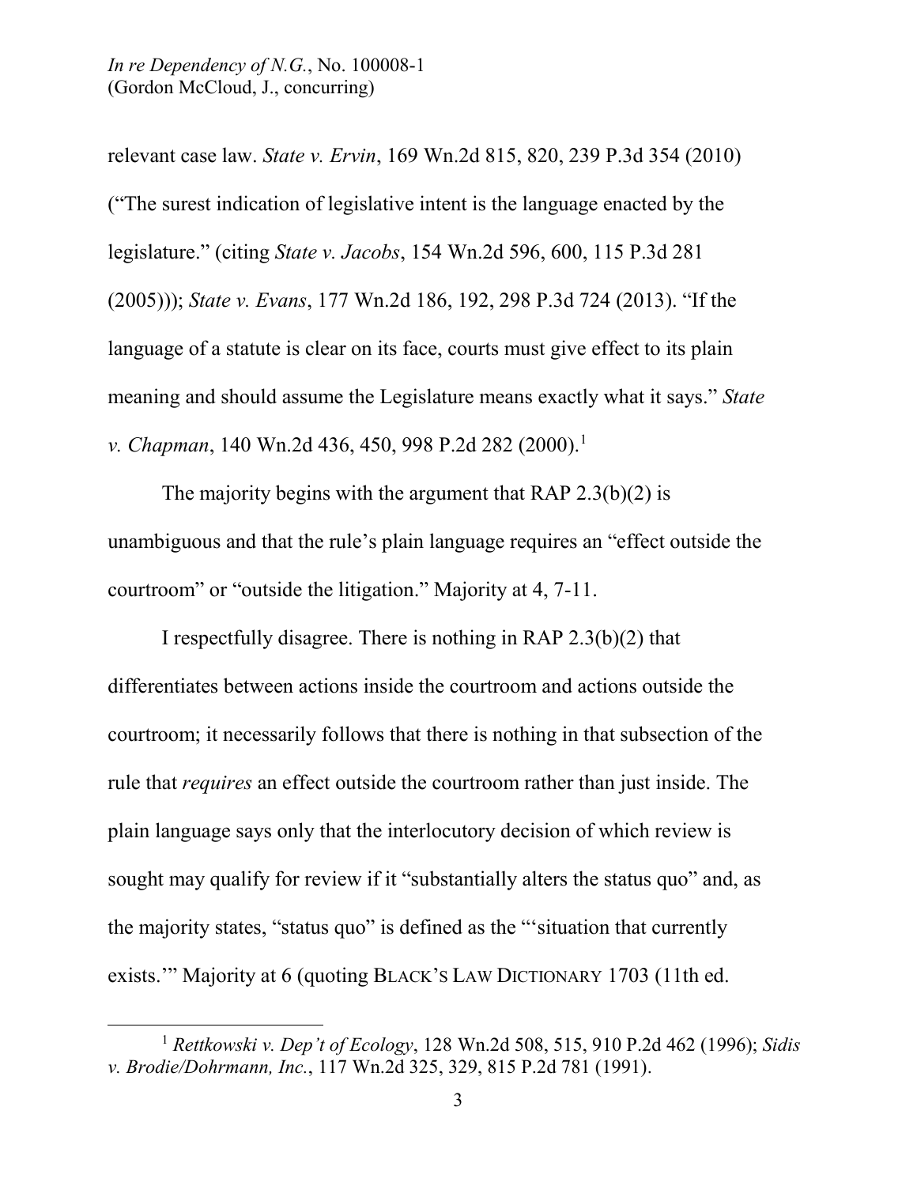relevant case law. *State v. Ervin*, 169 Wn.2d 815, 820, 239 P.3d 354 (2010) ("The surest indication of legislative intent is the language enacted by the legislature." (citing *State v. Jacobs*, 154 Wn.2d 596, 600, 115 P.3d 281 (2005))); *State v. Evans*, 177 Wn.2d 186, 192, 298 P.3d 724 (2013). "If the language of a statute is clear on its face, courts must give effect to its plain meaning and should assume the Legislature means exactly what it says." *State v. Chapman*, 140 Wn.2d 436, 450, 998 P.2d 282 (2000).[1]

The majority begins with the argument that RAP 2.3(b)(2) is unambiguous and that the rule's plain language requires an "effect outside the courtroom" or "outside the litigation." Majority at 4, 7-11.

I respectfully disagree. There is nothing in RAP 2.3(b)(2) that differentiates between actions inside the courtroom and actions outside the courtroom; it necessarily follows that there is nothing in that subsection of the rule that *requires* an effect outside the courtroom rather than just inside. The plain language says only that the interlocutory decision of which review is sought may qualify for review if it "substantially alters the status quo" and, as the majority states, "status quo" is defined as the "'situation that currently exists.'" Majority at 6 (quoting BLACK'S LAW DICTIONARY 1703 (11th ed.

[1] *Rettkowski v. Dep't of Ecology*, 128 Wn.2d 508, 515, 910 P.2d 462 (1996); *Sidis v. Brodie/Dohrmann, Inc.*, 117 Wn.2d 325, 329, 815 P.2d 781 (1991).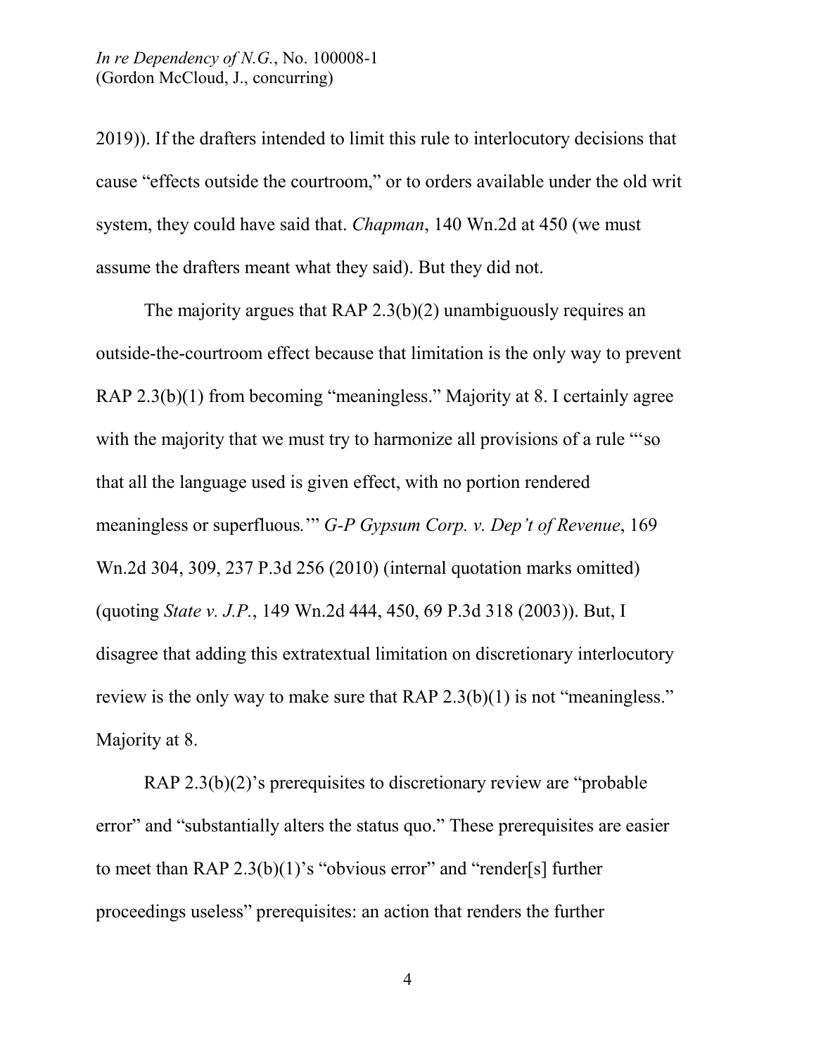2019)). If the drafters intended to limit this rule to interlocutory decisions that cause "effects outside the courtroom," or to orders available under the old writ system, they could have said that. *Chapman*, 140 Wn.2d at 450 (we must assume the drafters meant what they said). But they did not.

The majority argues that RAP 2.3(b)(2) unambiguously requires an outside-the-courtroom effect because that limitation is the only way to prevent RAP 2.3(b)(1) from becoming "meaningless." Majority at 8. I certainly agree with the majority that we must try to harmonize all provisions of a rule "'so that all the language used is given effect, with no portion rendered meaningless or superfluous.'" *G-P Gypsum Corp. v. Dep't of Revenue*, 169 Wn.2d 304, 309, 237 P.3d 256 (2010) (internal quotation marks omitted) (quoting *State v. J.P.*, 149 Wn.2d 444, 450, 69 P.3d 318 (2003)). But, I disagree that adding this extratextual limitation on discretionary interlocutory review is the only way to make sure that RAP 2.3(b)(1) is not "meaningless." Majority at 8.

RAP 2.3(b)(2)'s prerequisites to discretionary review are "probable error" and "substantially alters the status quo." These prerequisites are easier to meet than RAP 2.3(b)(1)'s "obvious error" and "render[s] further proceedings useless" prerequisites: an action that renders the further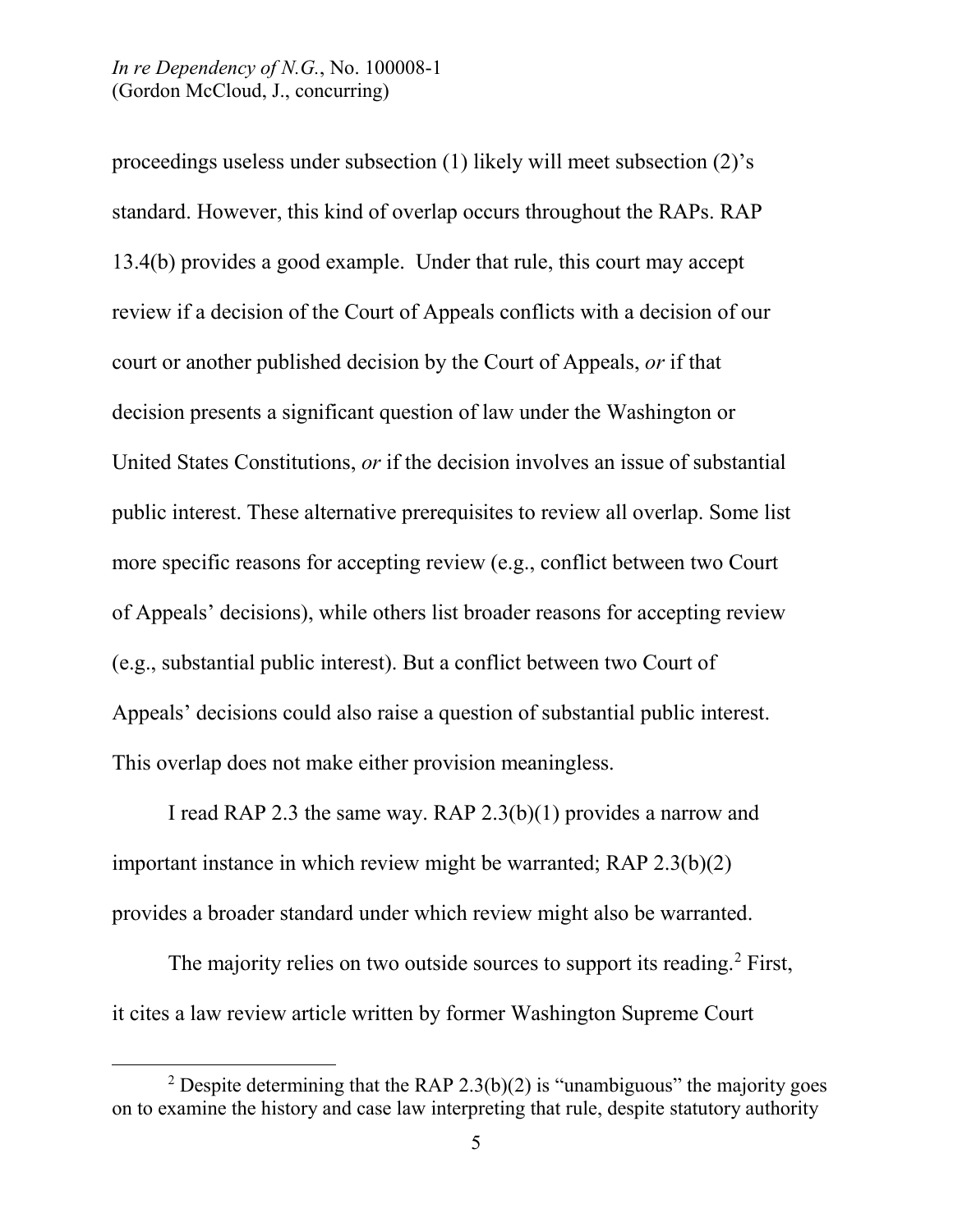proceedings useless under subsection (1) likely will meet subsection (2)'s standard. However, this kind of overlap occurs throughout the RAPs. RAP 13.4(b) provides a good example. Under that rule, this court may accept review if a decision of the Court of Appeals conflicts with a decision of our court or another published decision by the Court of Appeals, *or* if that decision presents a significant question of law under the Washington or United States Constitutions, *or* if the decision involves an issue of substantial public interest. These alternative prerequisites to review all overlap. Some list more specific reasons for accepting review (e.g., conflict between two Court of Appeals' decisions), while others list broader reasons for accepting review (e.g., substantial public interest). But a conflict between two Court of Appeals' decisions could also raise a question of substantial public interest. This overlap does not make either provision meaningless.

I read RAP 2.3 the same way. RAP 2.3(b)(1) provides a narrow and important instance in which review might be warranted; RAP 2.3(b)(2) provides a broader standard under which review might also be warranted.

The majority relies on two outside sources to support its reading.[2] First, it cites a law review article written by former Washington Supreme Court

---

[2] Despite determining that the RAP 2.3(b)(2) is "unambiguous" the majority goes on to examine the history and case law interpreting that rule, despite statutory authority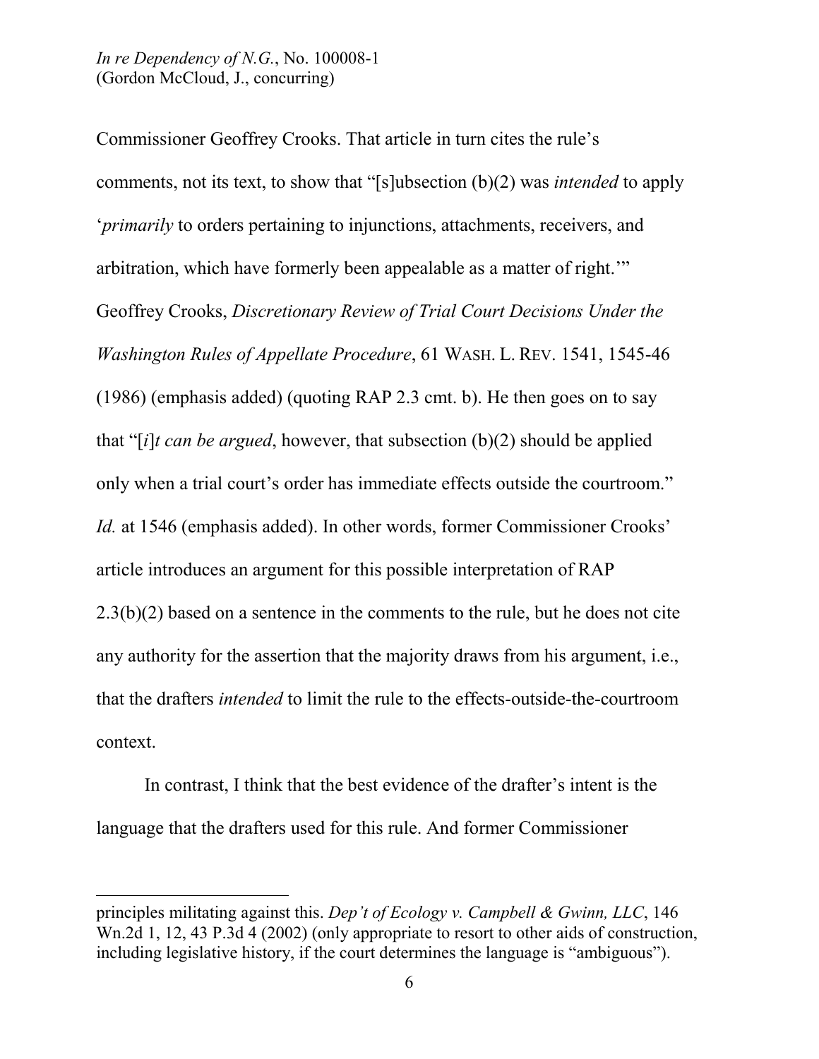Commissioner Geoffrey Crooks. That article in turn cites the rule's comments, not its text, to show that "[s]ubsection (b)(2) was *intended* to apply '*primarily* to orders pertaining to injunctions, attachments, receivers, and arbitration, which have formerly been appealable as a matter of right.'" Geoffrey Crooks, *Discretionary Review of Trial Court Decisions Under the Washington Rules of Appellate Procedure*, 61 WASH. L. REV. 1541, 1545-46 (1986) (emphasis added) (quoting RAP 2.3 cmt. b). He then goes on to say that "[*i*]*t can be argued*, however, that subsection (b)(2) should be applied only when a trial court's order has immediate effects outside the courtroom." *Id.* at 1546 (emphasis added). In other words, former Commissioner Crooks' article introduces an argument for this possible interpretation of RAP 2.3(b)(2) based on a sentence in the comments to the rule, but he does not cite any authority for the assertion that the majority draws from his argument, i.e., that the drafters *intended* to limit the rule to the effects-outside-the-courtroom context.

In contrast, I think that the best evidence of the drafter's intent is the language that the drafters used for this rule. And former Commissioner

---

principles militating against this. *Dep't of Ecology v. Campbell & Gwinn, LLC*, 146 Wn.2d 1, 12, 43 P.3d 4 (2002) (only appropriate to resort to other aids of construction, including legislative history, if the court determines the language is "ambiguous").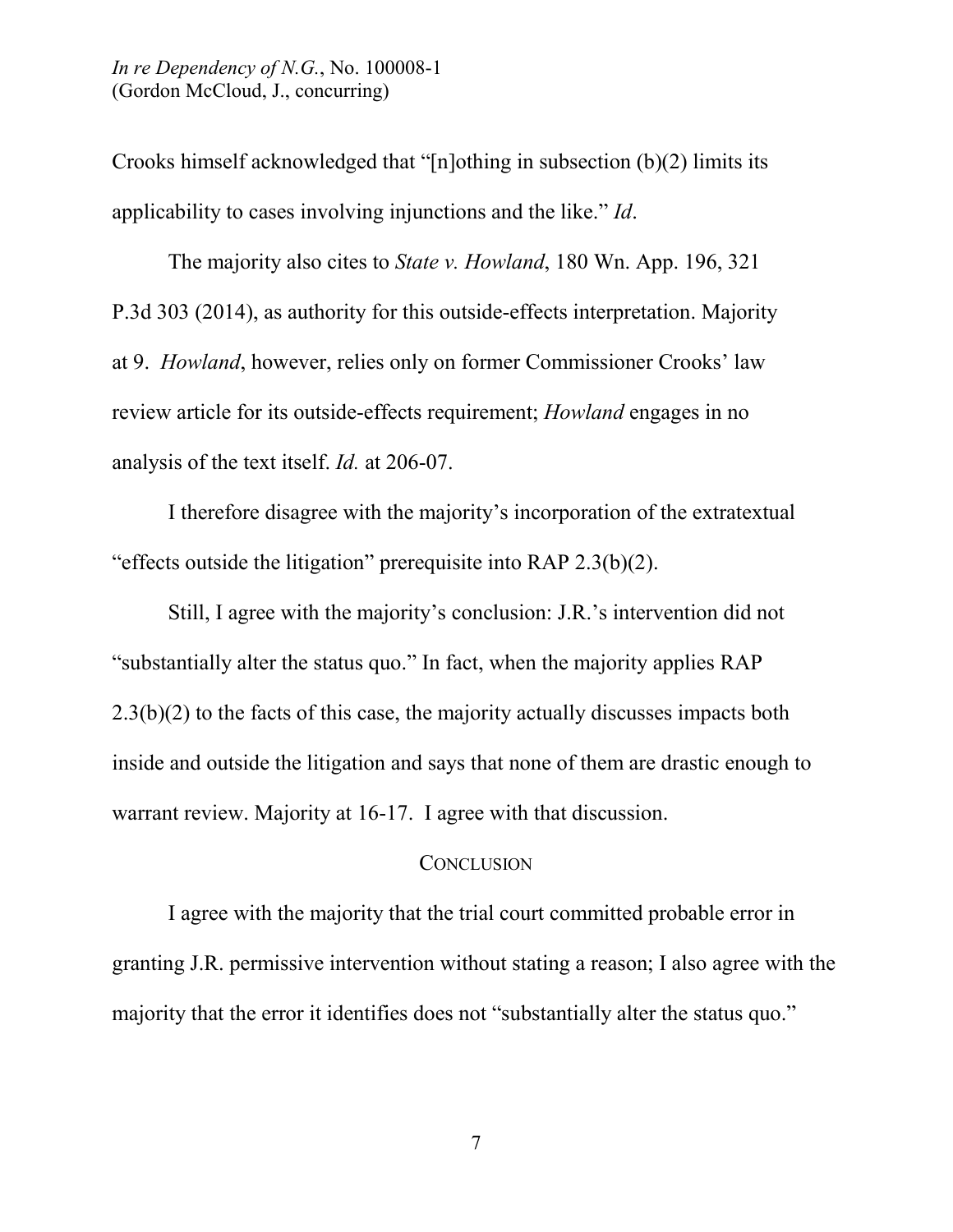Crooks himself acknowledged that "[n]othing in subsection (b)(2) limits its applicability to cases involving injunctions and the like." *Id*.

The majority also cites to *State v. Howland*, 180 Wn. App. 196, 321 P.3d 303 (2014), as authority for this outside-effects interpretation. Majority at 9. *Howland*, however, relies only on former Commissioner Crooks' law review article for its outside-effects requirement; *Howland* engages in no analysis of the text itself. *Id.* at 206-07.

I therefore disagree with the majority's incorporation of the extratextual "effects outside the litigation" prerequisite into RAP 2.3(b)(2).

Still, I agree with the majority's conclusion: J.R.'s intervention did not "substantially alter the status quo." In fact, when the majority applies RAP 2.3(b)(2) to the facts of this case, the majority actually discusses impacts both inside and outside the litigation and says that none of them are drastic enough to warrant review. Majority at 16-17. I agree with that discussion.

## CONCLUSION

I agree with the majority that the trial court committed probable error in granting J.R. permissive intervention without stating a reason; I also agree with the majority that the error it identifies does not "substantially alter the status quo."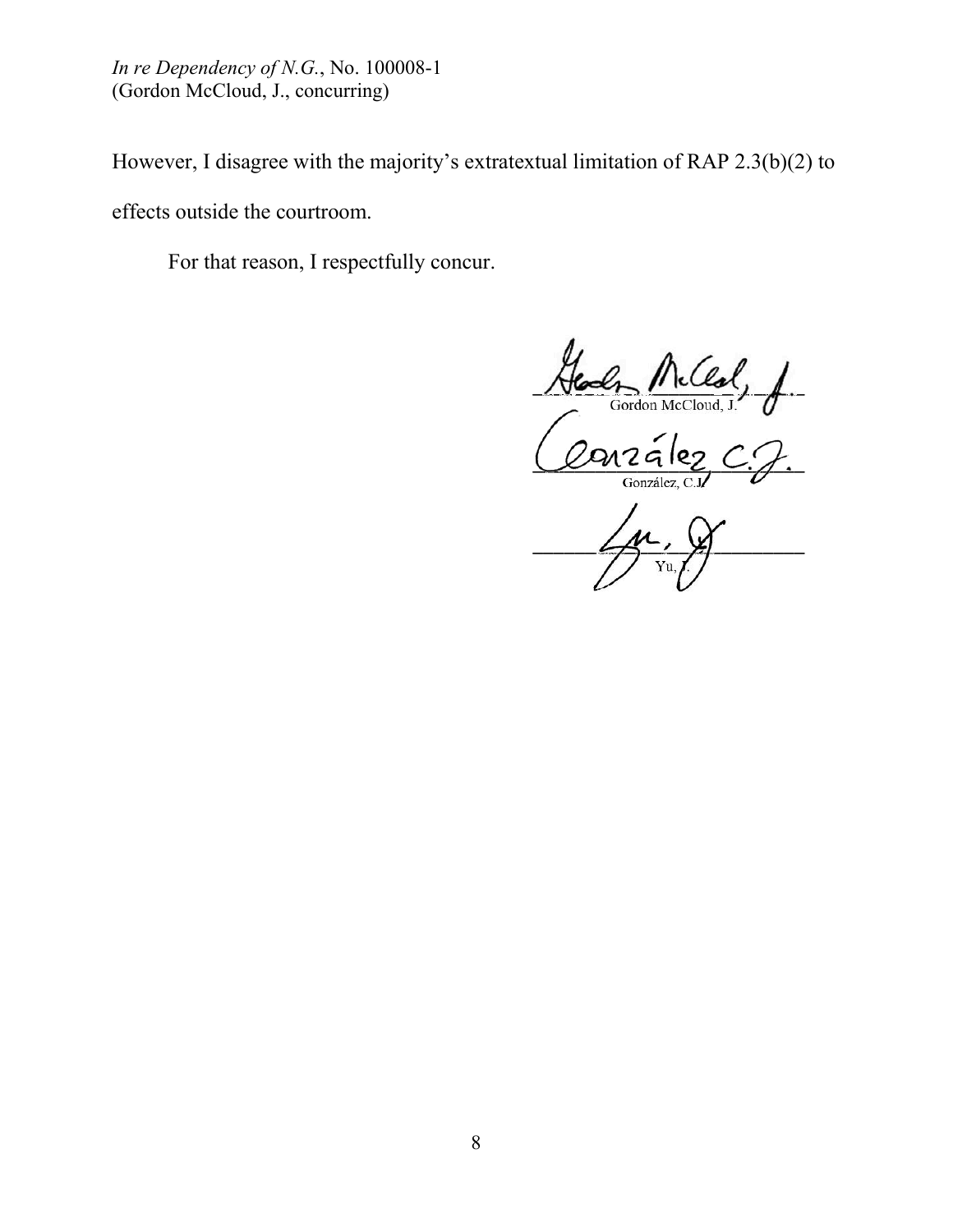However, I disagree with the majority's extratextual limitation of RAP 2.3(b)(2) to effects outside the courtroom.

For that reason, I respectfully concur.

Gordon McCloud, J.

González, C.J.

Yu, J.